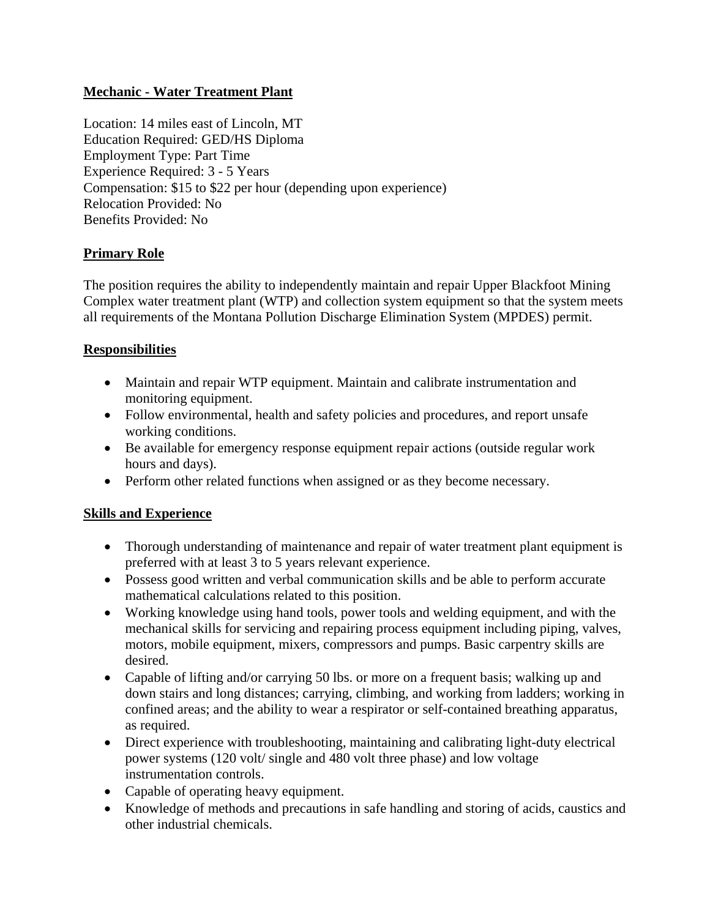# Mechanic - Water Treatment Plant

Location: 14 miles east of Lincoln, MT
Education Required: GED/HS Diploma
Employment Type: Part Time
Experience Required: 3 - 5 Years
Compensation: $15 to $22 per hour (depending upon experience)
Relocation Provided: No
Benefits Provided: No

## Primary Role

The position requires the ability to independently maintain and repair Upper Blackfoot Mining Complex water treatment plant (WTP) and collection system equipment so that the system meets all requirements of the Montana Pollution Discharge Elimination System (MPDES) permit.

## Responsibilities

- Maintain and repair WTP equipment. Maintain and calibrate instrumentation and monitoring equipment.
- Follow environmental, health and safety policies and procedures, and report unsafe working conditions.
- Be available for emergency response equipment repair actions (outside regular work hours and days).
- Perform other related functions when assigned or as they become necessary.

## Skills and Experience

- Thorough understanding of maintenance and repair of water treatment plant equipment is preferred with at least 3 to 5 years relevant experience.
- Possess good written and verbal communication skills and be able to perform accurate mathematical calculations related to this position.
- Working knowledge using hand tools, power tools and welding equipment, and with the mechanical skills for servicing and repairing process equipment including piping, valves, motors, mobile equipment, mixers, compressors and pumps. Basic carpentry skills are desired.
- Capable of lifting and/or carrying 50 lbs. or more on a frequent basis; walking up and down stairs and long distances; carrying, climbing, and working from ladders; working in confined areas; and the ability to wear a respirator or self-contained breathing apparatus, as required.
- Direct experience with troubleshooting, maintaining and calibrating light-duty electrical power systems (120 volt/ single and 480 volt three phase) and low voltage instrumentation controls.
- Capable of operating heavy equipment.
- Knowledge of methods and precautions in safe handling and storing of acids, caustics and other industrial chemicals.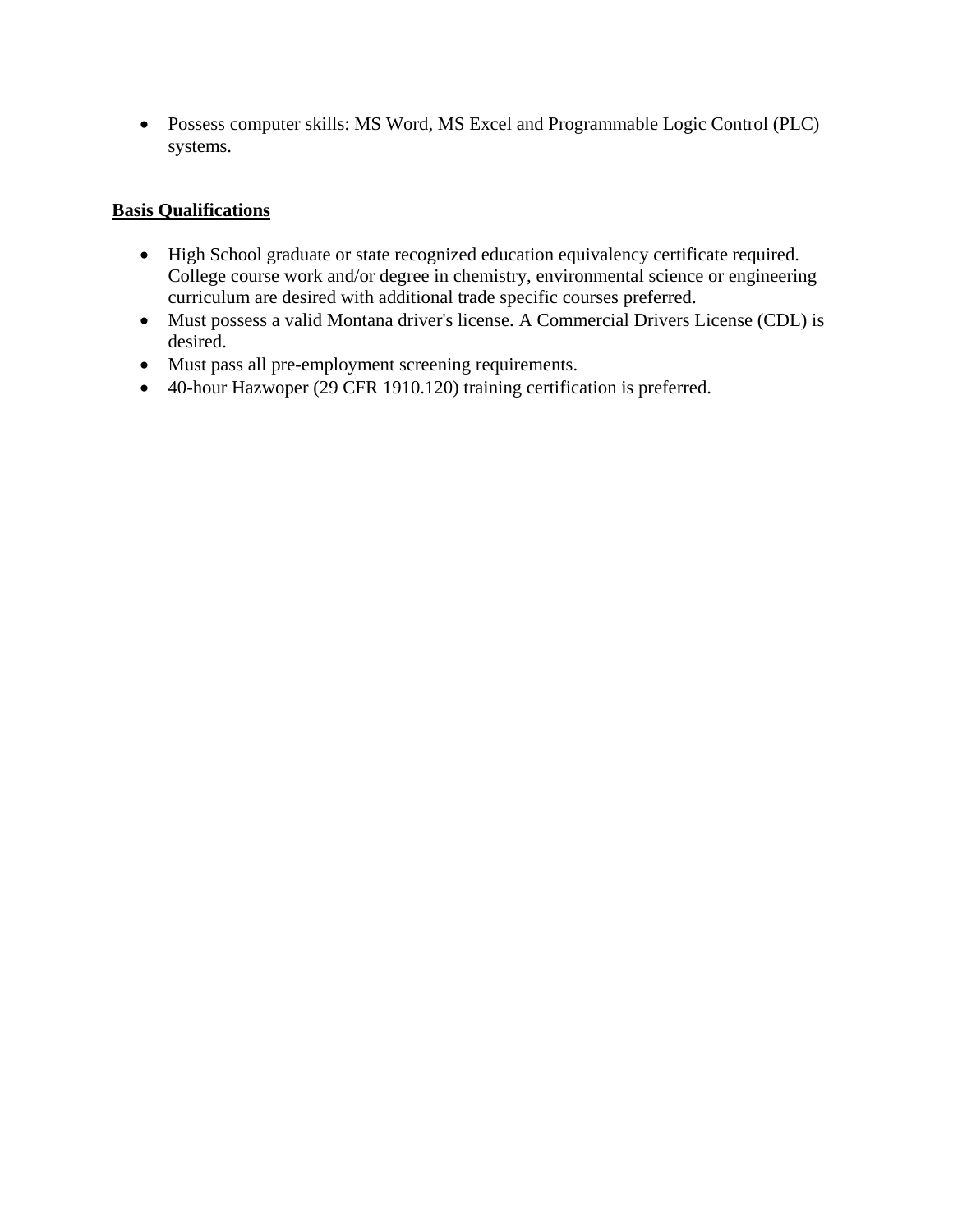- Possess computer skills: MS Word, MS Excel and Programmable Logic Control (PLC) systems.

**Basis Qualifications**

- High School graduate or state recognized education equivalency certificate required. College course work and/or degree in chemistry, environmental science or engineering curriculum are desired with additional trade specific courses preferred.
- Must possess a valid Montana driver's license. A Commercial Drivers License (CDL) is desired.
- Must pass all pre-employment screening requirements.
- 40-hour Hazwoper (29 CFR 1910.120) training certification is preferred.